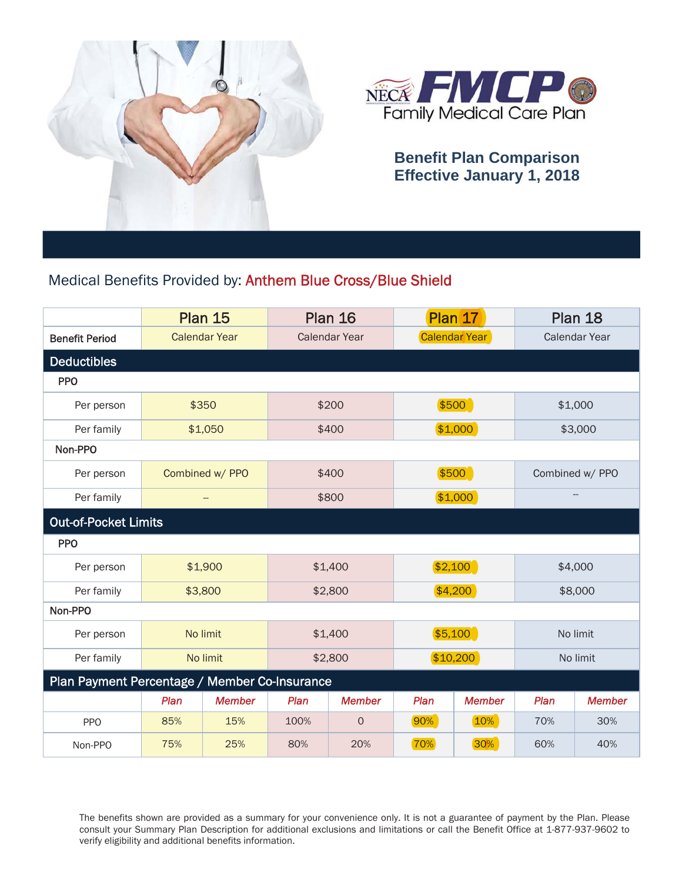NECA FMCP Family Medical Care Plan

# Benefit Plan Comparison
# Effective January 1, 2018

## Medical Benefits Provided by: Anthem Blue Cross/Blue Shield

| | Plan 15 | | Plan 16 | | Plan 17 | | Plan 18 | |
|---|---|---|---|---|---|---|---|---|
| **Benefit Period** | Calendar Year | | Calendar Year | | Calendar Year | | Calendar Year | |
| **Deductibles** | | | | | | | | |
| **PPO** | | | | | | | | |
| Per person | $350 | | $200 | | $500 | | $1,000 | |
| Per family | $1,050 | | $400 | | $1,000 | | $3,000 | |
| **Non-PPO** | | | | | | | | |
| Per person | Combined w/ PPO | | $400 | | $500 | | Combined w/ PPO | |
| Per family | -- | | $800 | | $1,000 | | -- | |
| **Out-of-Pocket Limits** | | | | | | | | |
| **PPO** | | | | | | | | |
| Per person | $1,900 | | $1,400 | | $2,100 | | $4,000 | |
| Per family | $3,800 | | $2,800 | | $4,200 | | $8,000 | |
| **Non-PPO** | | | | | | | | |
| Per person | No limit | | $1,400 | | $5,100 | | No limit | |
| Per family | No limit | | $2,800 | | $10,200 | | No limit | |
| **Plan Payment Percentage / Member Co-Insurance** | | | | | | | | |
| | *Plan* | *Member* | *Plan* | *Member* | *Plan* | *Member* | *Plan* | *Member* |
| PPO | 85% | 15% | 100% | 0 | 90% | 10% | 70% | 30% |
| Non-PPO | 75% | 25% | 80% | 20% | 70% | 30% | 60% | 40% |

The benefits shown are provided as a summary for your convenience only. It is not a guarantee of payment by the Plan. Please consult your Summary Plan Description for additional exclusions and limitations or call the Benefit Office at 1-877-937-9602 to verify eligibility and additional benefits information.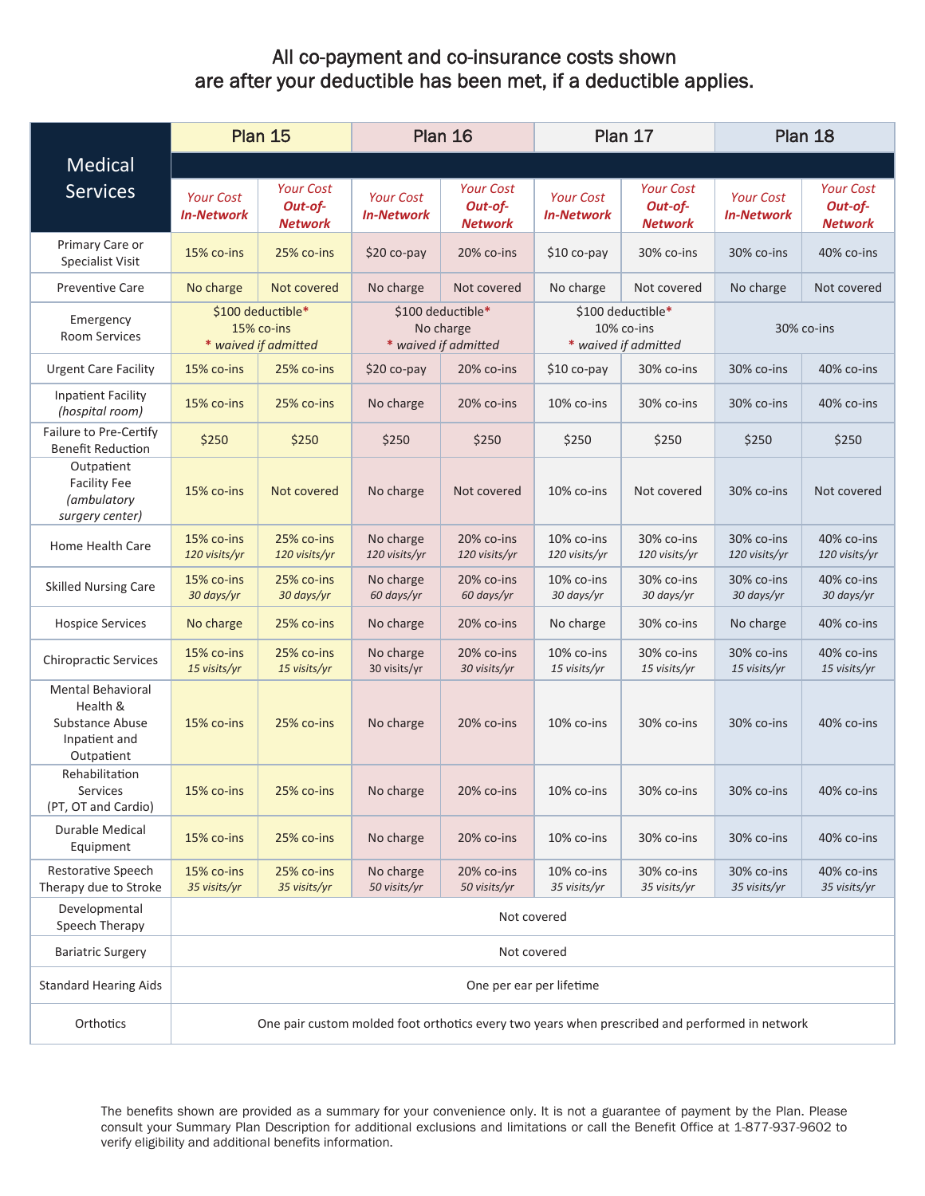## All co-payment and co-insurance costs shown are after your deductible has been met, if a deductible applies.

| Medical Services | Plan 15 | | Plan 16 | | Plan 17 | | Plan 18 | |
|---|---|---|---|---|---|---|---|---|
| | *Your Cost In-Network* | *Your Cost Out-of-Network* | *Your Cost In-Network* | *Your Cost Out-of-Network* | *Your Cost In-Network* | *Your Cost Out-of-Network* | *Your Cost In-Network* | *Your Cost Out-of-Network* |
| Primary Care or Specialist Visit | 15% co-ins | 25% co-ins | $20 co-pay | 20% co-ins | $10 co-pay | 30% co-ins | 30% co-ins | 40% co-ins |
| Preventive Care | No charge | Not covered | No charge | Not covered | No charge | Not covered | No charge | Not covered |
| Emergency Room Services | $100 deductible* 15% co-ins * *waived if admitted* | | $100 deductible* No charge * *waived if admitted* | | $100 deductible* 10% co-ins * *waived if admitted* | | 30% co-ins | |
| Urgent Care Facility | 15% co-ins | 25% co-ins | $20 co-pay | 20% co-ins | $10 co-pay | 30% co-ins | 30% co-ins | 40% co-ins |
| Inpatient Facility *(hospital room)* | 15% co-ins | 25% co-ins | No charge | 20% co-ins | 10% co-ins | 30% co-ins | 30% co-ins | 40% co-ins |
| Failure to Pre-Certify Benefit Reduction | $250 | $250 | $250 | $250 | $250 | $250 | $250 | $250 |
| Outpatient Facility Fee *(ambulatory surgery center)* | 15% co-ins | Not covered | No charge | Not covered | 10% co-ins | Not covered | 30% co-ins | Not covered |
| Home Health Care | 15% co-ins *120 visits/yr* | 25% co-ins *120 visits/yr* | No charge *120 visits/yr* | 20% co-ins *120 visits/yr* | 10% co-ins *120 visits/yr* | 30% co-ins *120 visits/yr* | 30% co-ins *120 visits/yr* | 40% co-ins *120 visits/yr* |
| Skilled Nursing Care | 15% co-ins *30 days/yr* | 25% co-ins *30 days/yr* | No charge *60 days/yr* | 20% co-ins *60 days/yr* | 10% co-ins *30 days/yr* | 30% co-ins *30 days/yr* | 30% co-ins *30 days/yr* | 40% co-ins *30 days/yr* |
| Hospice Services | No charge | 25% co-ins | No charge | 20% co-ins | No charge | 30% co-ins | No charge | 40% co-ins |
| Chiropractic Services | 15% co-ins *15 visits/yr* | 25% co-ins *15 visits/yr* | No charge 30 visits/yr | 20% co-ins *30 visits/yr* | 10% co-ins *15 visits/yr* | 30% co-ins *15 visits/yr* | 30% co-ins *15 visits/yr* | 40% co-ins *15 visits/yr* |
| Mental Behavioral Health & Substance Abuse Inpatient and Outpatient | 15% co-ins | 25% co-ins | No charge | 20% co-ins | 10% co-ins | 30% co-ins | 30% co-ins | 40% co-ins |
| Rehabilitation Services (PT, OT and Cardio) | 15% co-ins | 25% co-ins | No charge | 20% co-ins | 10% co-ins | 30% co-ins | 30% co-ins | 40% co-ins |
| Durable Medical Equipment | 15% co-ins | 25% co-ins | No charge | 20% co-ins | 10% co-ins | 30% co-ins | 30% co-ins | 40% co-ins |
| Restorative Speech Therapy due to Stroke | 15% co-ins *35 visits/yr* | 25% co-ins *35 visits/yr* | No charge *50 visits/yr* | 20% co-ins *50 visits/yr* | 10% co-ins *35 visits/yr* | 30% co-ins *35 visits/yr* | 30% co-ins *35 visits/yr* | 40% co-ins *35 visits/yr* |
| Developmental Speech Therapy | Not covered | | | | | | | |
| Bariatric Surgery | Not covered | | | | | | | |
| Standard Hearing Aids | One per ear per lifetime | | | | | | | |
| Orthotics | One pair custom molded foot orthotics every two years when prescribed and performed in network | | | | | | | |

The benefits shown are provided as a summary for your convenience only. It is not a guarantee of payment by the Plan. Please consult your Summary Plan Description for additional exclusions and limitations or call the Benefit Office at 1-877-937-9602 to verify eligibility and additional benefits information.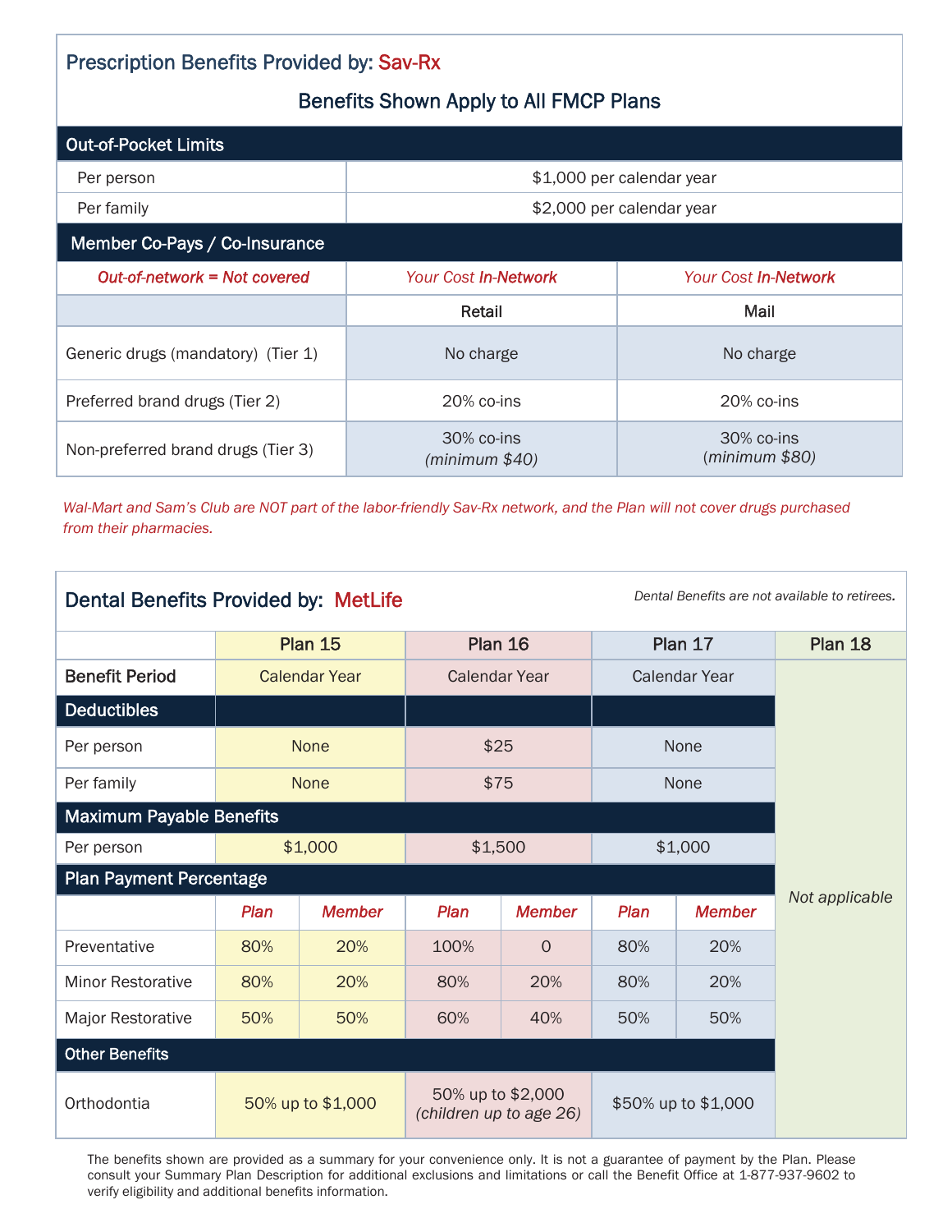## Prescription Benefits Provided by: Sav-Rx

### Benefits Shown Apply to All FMCP Plans

| Out-of-Pocket Limits | |
|---|---|
| Per person | $1,000 per calendar year |
| Per family | $2,000 per calendar year |

| Member Co-Pays / Co-Insurance | | |
|---|---|---|
| *Out-of-network = Not covered* | *Your Cost In-Network* | *Your Cost In-Network* |
| | Retail | Mail |
| Generic drugs (mandatory) (Tier 1) | No charge | No charge |
| Preferred brand drugs (Tier 2) | 20% co-ins | 20% co-ins |
| Non-preferred brand drugs (Tier 3) | 30% co-ins *(minimum $40)* | 30% co-ins *(minimum $80)* |

*Wal-Mart and Sam's Club are NOT part of the labor-friendly Sav-Rx network, and the Plan will not cover drugs purchased from their pharmacies.*

## Dental Benefits Provided by: MetLife

*Dental Benefits are not available to retirees.*

| | Plan 15 | | Plan 16 | | Plan 17 | | Plan 18 |
|---|---|---|---|---|---|---|---|
| **Benefit Period** | Calendar Year | | Calendar Year | | Calendar Year | | *Not applicable* |
| **Deductibles** | | | | | | | |
| Per person | None | | $25 | | None | | |
| Per family | None | | $75 | | None | | |
| **Maximum Payable Benefits** | | | | | | | |
| Per person | $1,000 | | $1,500 | | $1,000 | | |
| **Plan Payment Percentage** | | | | | | | |
| | *Plan* | *Member* | *Plan* | *Member* | *Plan* | *Member* | |
| Preventative | 80% | 20% | 100% | 0 | 80% | 20% | |
| Minor Restorative | 80% | 20% | 80% | 20% | 80% | 20% | |
| Major Restorative | 50% | 50% | 60% | 40% | 50% | 50% | |
| **Other Benefits** | | | | | | | |
| Orthodontia | 50% up to $1,000 | | 50% up to $2,000 *(children up to age 26)* | | $50% up to $1,000 | | |

The benefits shown are provided as a summary for your convenience only. It is not a guarantee of payment by the Plan. Please consult your Summary Plan Description for additional exclusions and limitations or call the Benefit Office at 1-877-937-9602 to verify eligibility and additional benefits information.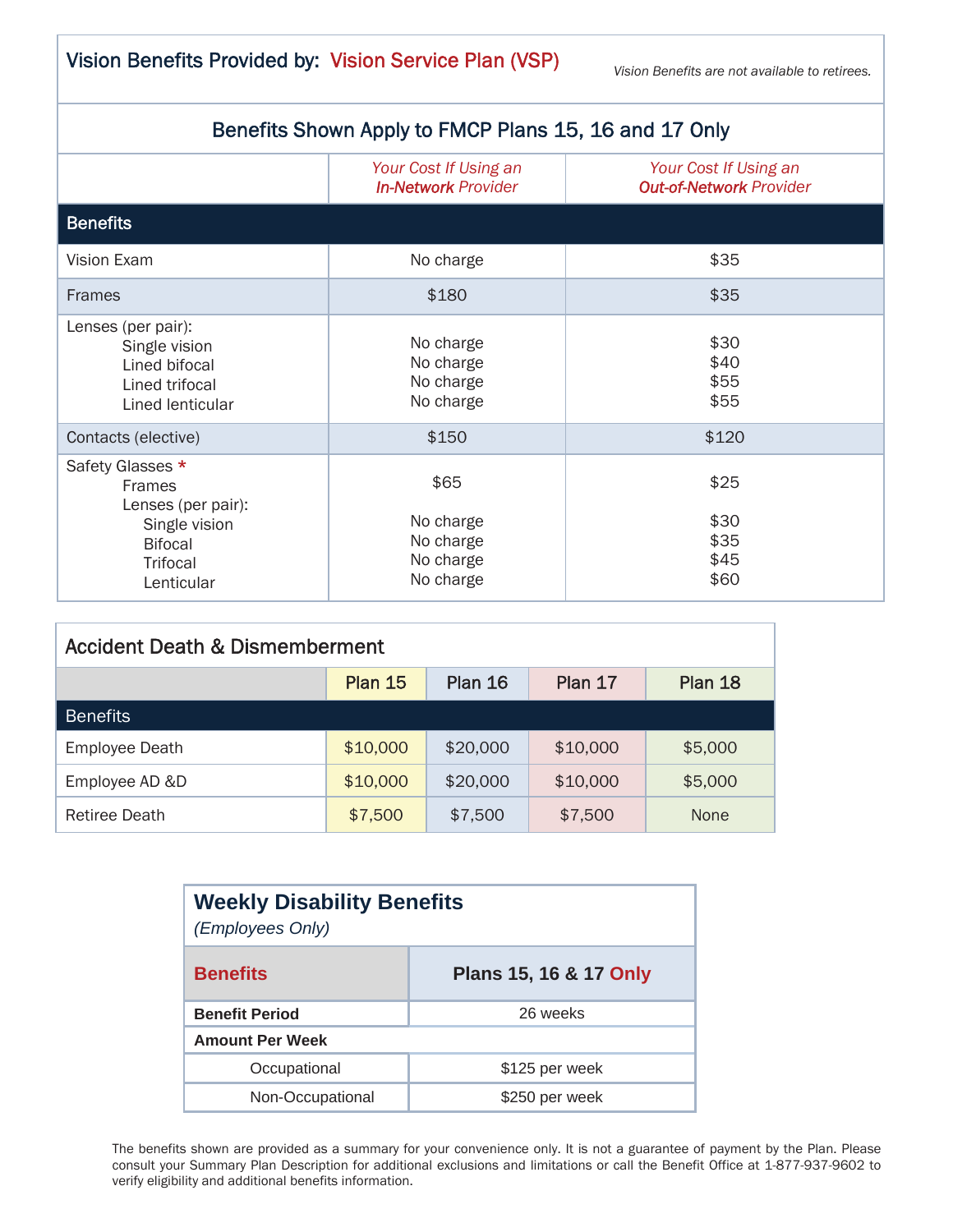## Vision Benefits Provided by: Vision Service Plan (VSP)

*Vision Benefits are not available to retirees.*

### Benefits Shown Apply to FMCP Plans 15, 16 and 17 Only

| | *Your Cost If Using an **In-Network** Provider* | *Your Cost If Using an **Out-of-Network** Provider* |
|---|---|---|
| **Benefits** | | |
| Vision Exam | No charge | $35 |
| Frames | $180 | $35 |
| Lenses (per pair): | | |
| Single vision | No charge | $30 |
| Lined bifocal | No charge | $40 |
| Lined trifocal | No charge | $55 |
| Lined lenticular | No charge | $55 |
| Contacts (elective) | $150 | $120 |
| Safety Glasses * | | |
| Frames | $65 | $25 |
| Lenses (per pair): | | |
| Single vision | No charge | $30 |
| Bifocal | No charge | $35 |
| Trifocal | No charge | $45 |
| Lenticular | No charge | $60 |

## Accident Death & Dismemberment

| | Plan 15 | Plan 16 | Plan 17 | Plan 18 |
|---|---|---|---|---|
| **Benefits** | | | | |
| Employee Death | $10,000 | $20,000 | $10,000 | $5,000 |
| Employee AD &D | $10,000 | $20,000 | $10,000 | $5,000 |
| Retiree Death | $7,500 | $7,500 | $7,500 | None |

## Weekly Disability Benefits

*(Employees Only)*

| **Benefits** | **Plans 15, 16 & 17 Only** |
|---|---|
| **Benefit Period** | 26 weeks |
| **Amount Per Week** | |
| Occupational | $125 per week |
| Non-Occupational | $250 per week |

The benefits shown are provided as a summary for your convenience only. It is not a guarantee of payment by the Plan. Please consult your Summary Plan Description for additional exclusions and limitations or call the Benefit Office at 1-877-937-9602 to verify eligibility and additional benefits information.